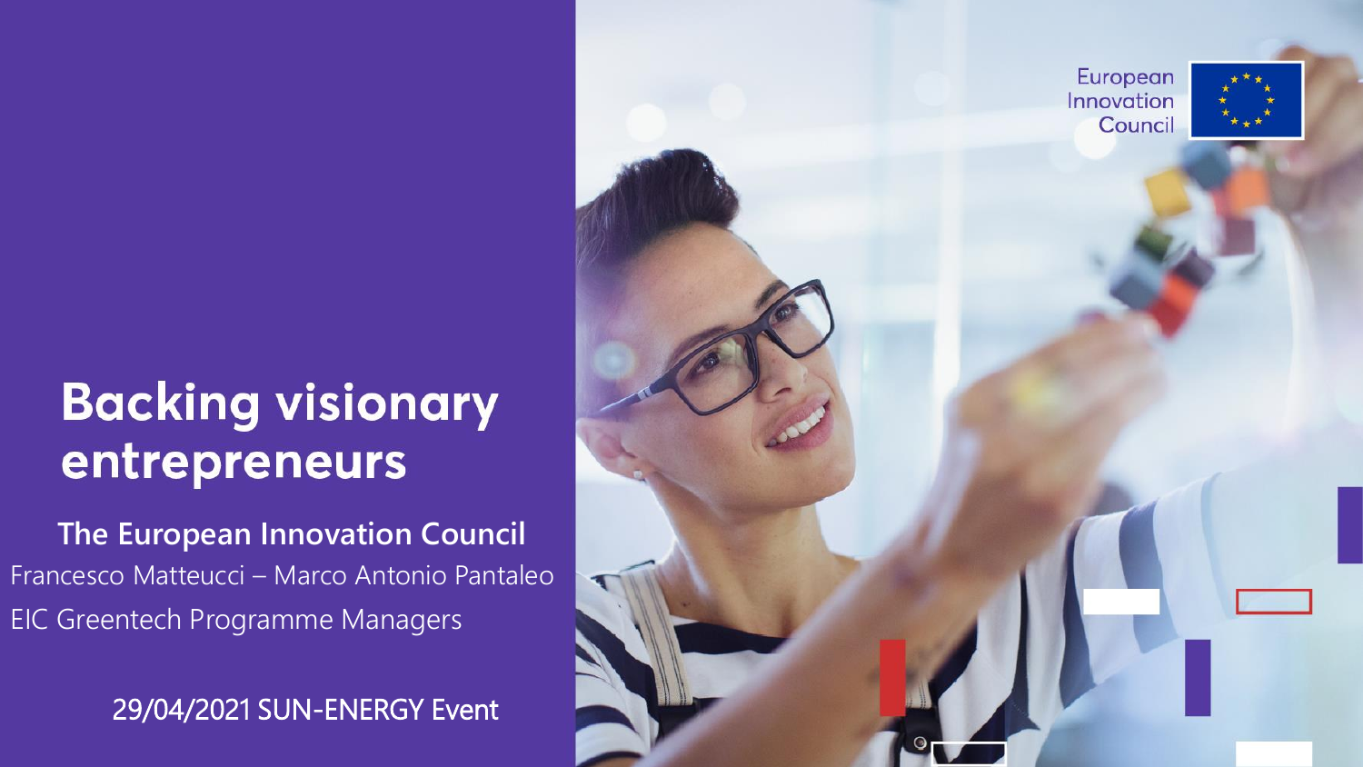# Backing visionary entrepreneurs

**The European Innovation Council**

Francesco Matteucci – Marco Antonio Pantaleo

EIC Greentech Programme Managers

29/04/2021 SUN-ENERGY Event

European Innovation Council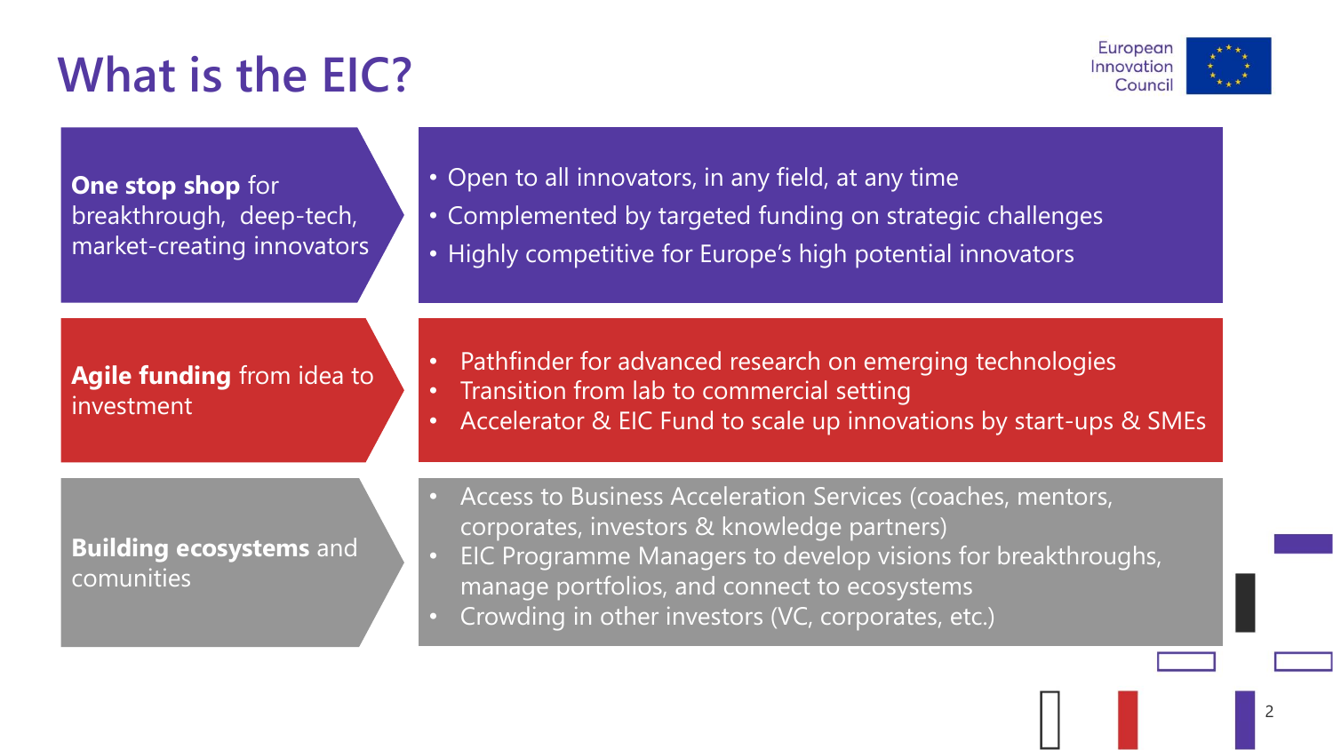# What is the EIC?

**One stop shop** for breakthrough, deep-tech, market-creating innovators

- Open to all innovators, in any field, at any time
- Complemented by targeted funding on strategic challenges
- Highly competitive for Europe's high potential innovators

**Agile funding** from idea to investment

- Pathfinder for advanced research on emerging technologies
- Transition from lab to commercial setting
- Accelerator & EIC Fund to scale up innovations by start-ups & SMEs

**Building ecosystems** and comunities

- Access to Business Acceleration Services (coaches, mentors, corporates, investors & knowledge partners)
- EIC Programme Managers to develop visions for breakthroughs, manage portfolios, and connect to ecosystems
- Crowding in other investors (VC, corporates, etc.)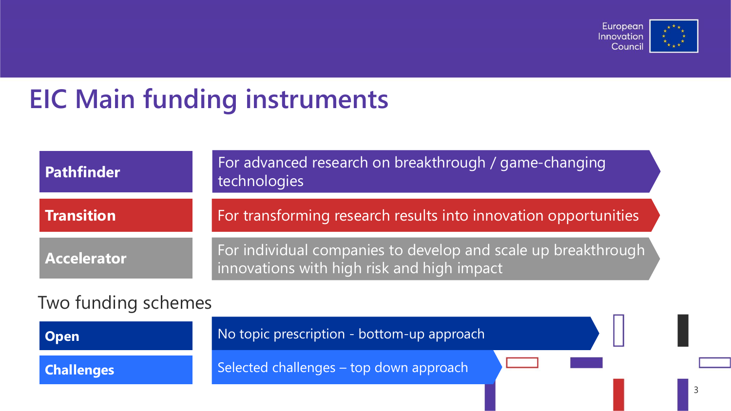# EIC Main funding instruments

| | |
|---|---|
| **Pathfinder** | For advanced research on breakthrough / game-changing technologies |
| **Transition** | For transforming research results into innovation opportunities |
| **Accelerator** | For individual companies to develop and scale up breakthrough innovations with high risk and high impact |

Two funding schemes

| | |
|---|---|
| **Open** | No topic prescription - bottom-up approach |
| **Challenges** | Selected challenges – top down approach |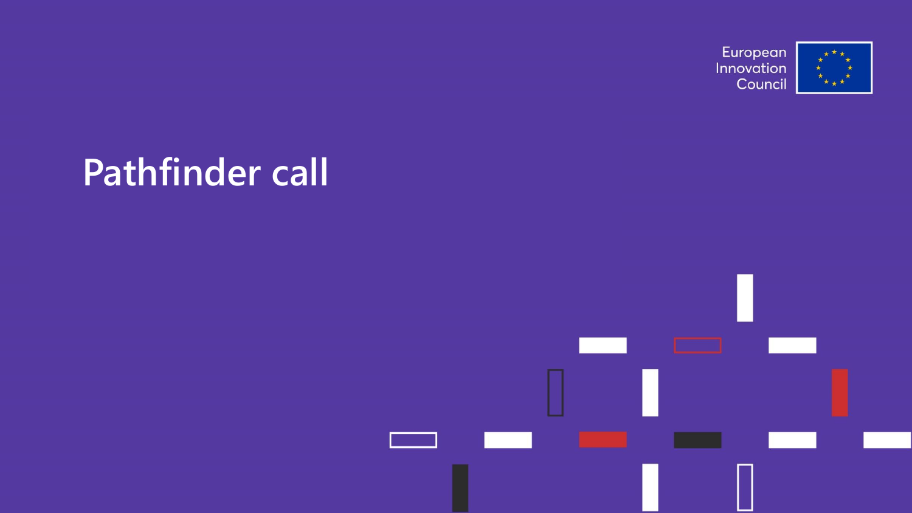# Pathfinder call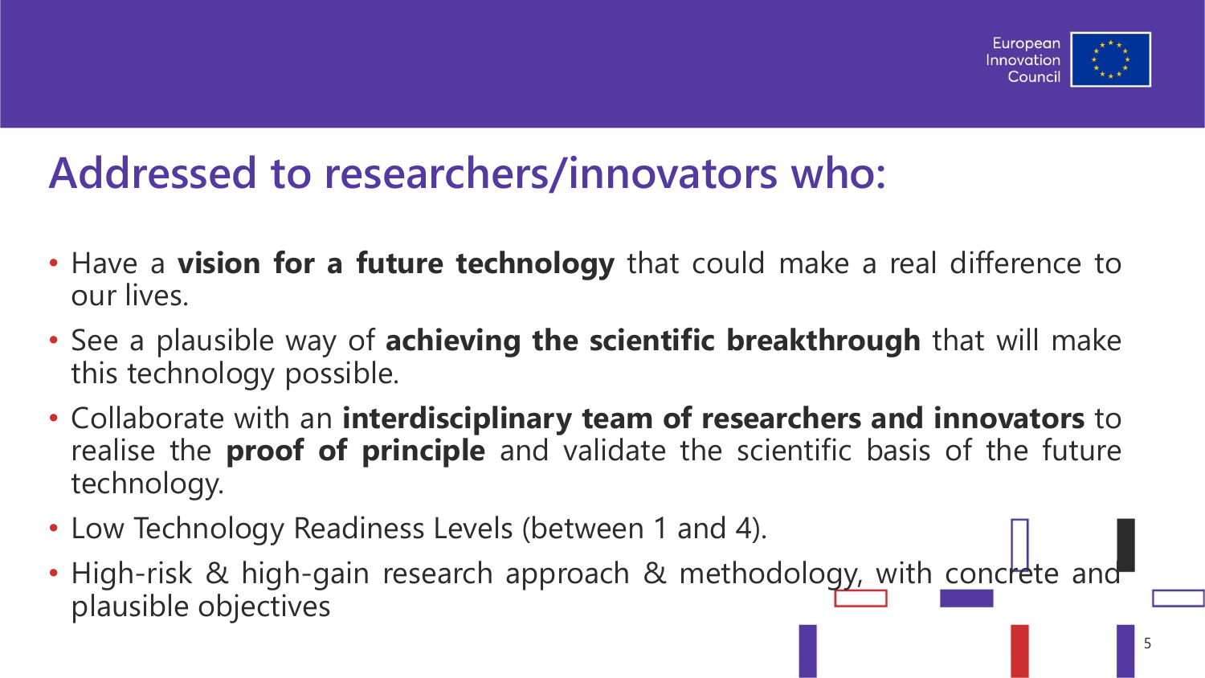# Addressed to researchers/innovators who:

- Have a **vision for a future technology** that could make a real difference to our lives.
- See a plausible way of **achieving the scientific breakthrough** that will make this technology possible.
- Collaborate with an **interdisciplinary team of researchers and innovators** to realise the **proof of principle** and validate the scientific basis of the future technology.
- Low Technology Readiness Levels (between 1 and 4).
- High-risk & high-gain research approach & methodology, with concrete and plausible objectives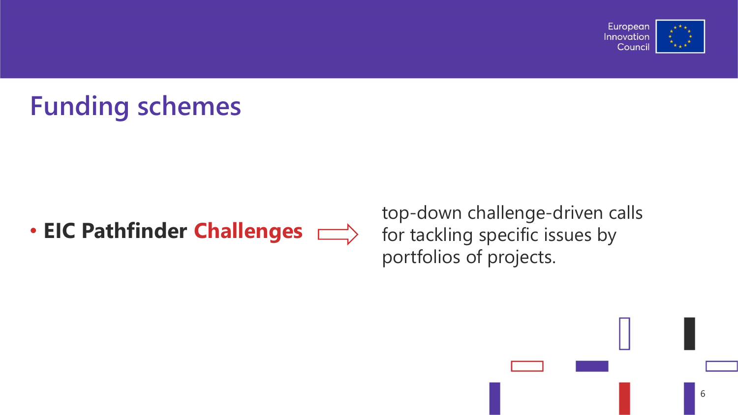# Funding schemes

- **EIC Pathfinder Challenges** ⇨ top-down challenge-driven calls for tackling specific issues by portfolios of projects.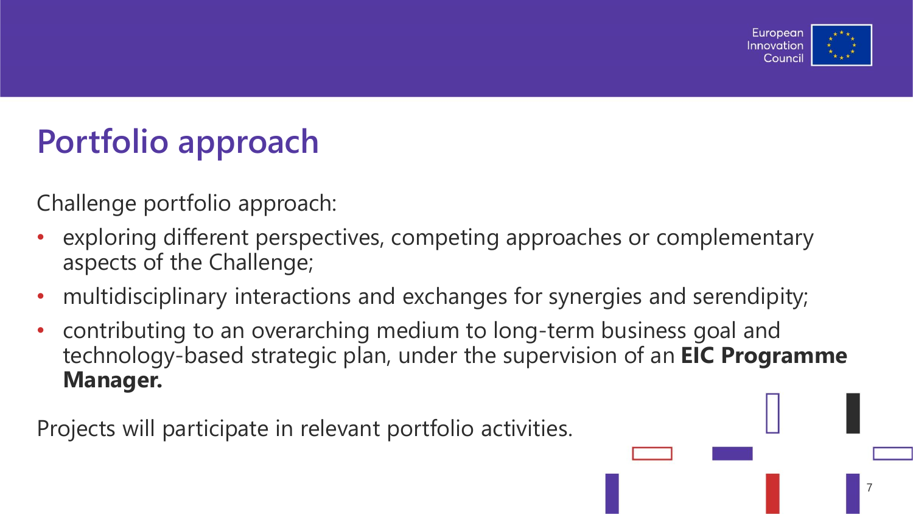# Portfolio approach

Challenge portfolio approach:

- exploring different perspectives, competing approaches or complementary aspects of the Challenge;
- multidisciplinary interactions and exchanges for synergies and serendipity;
- contributing to an overarching medium to long-term business goal and technology-based strategic plan, under the supervision of an **EIC Programme Manager.**

Projects will participate in relevant portfolio activities.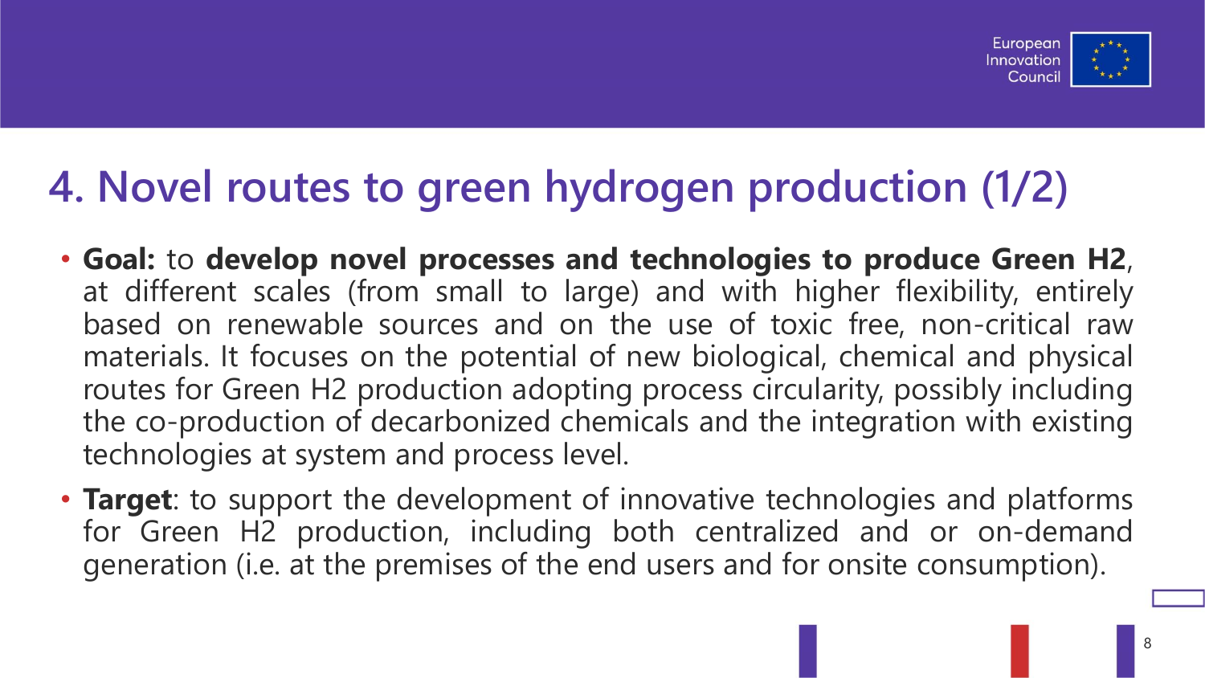# 4. Novel routes to green hydrogen production (1/2)

- **Goal:** to **develop novel processes and technologies to produce Green H2**, at different scales (from small to large) and with higher flexibility, entirely based on renewable sources and on the use of toxic free, non-critical raw materials. It focuses on the potential of new biological, chemical and physical routes for Green H2 production adopting process circularity, possibly including the co-production of decarbonized chemicals and the integration with existing technologies at system and process level.
- **Target**: to support the development of innovative technologies and platforms for Green H2 production, including both centralized and or on-demand generation (i.e. at the premises of the end users and for onsite consumption).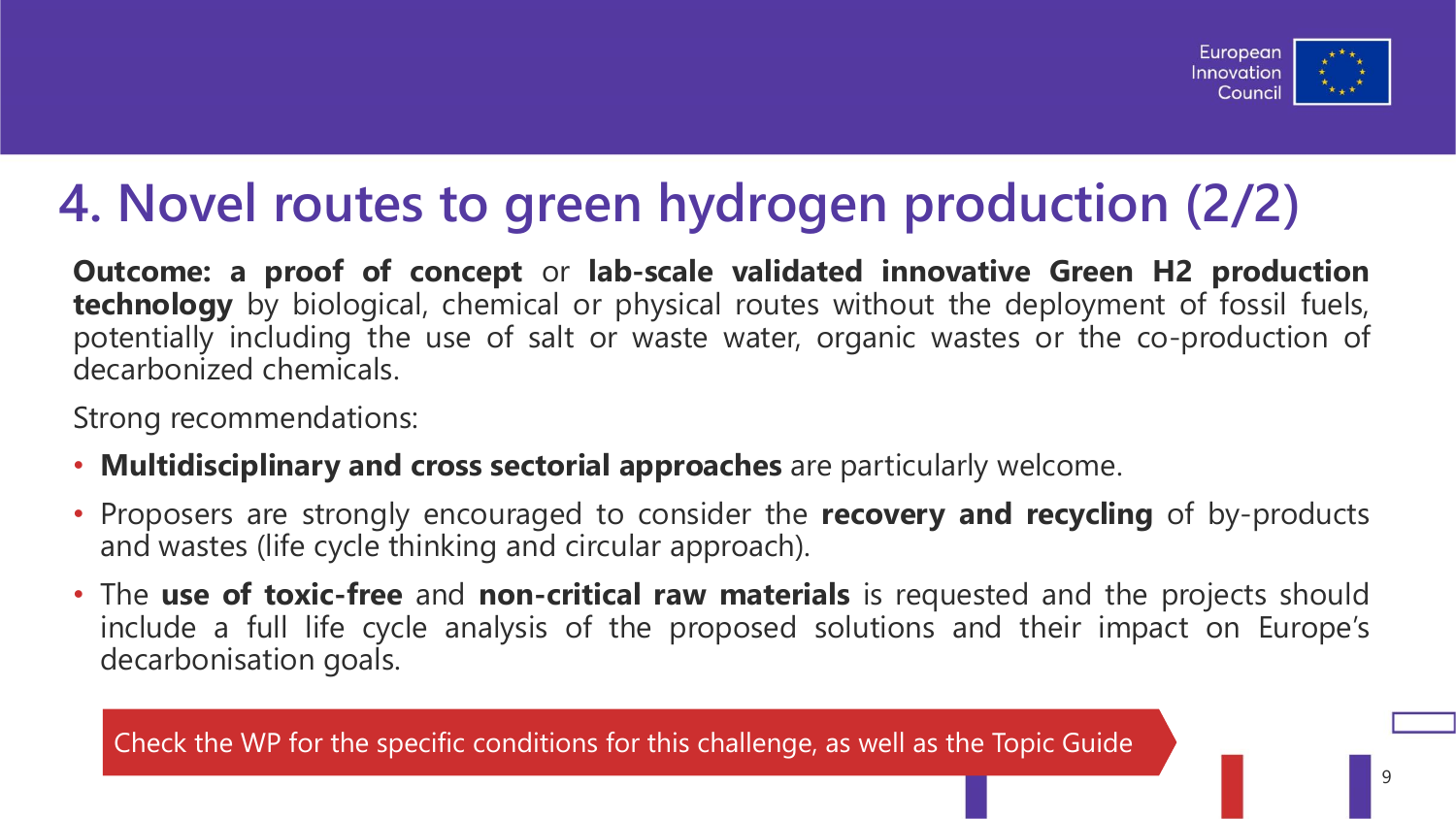# 4. Novel routes to green hydrogen production (2/2)

**Outcome: a proof of concept** or **lab-scale validated innovative Green H2 production technology** by biological, chemical or physical routes without the deployment of fossil fuels, potentially including the use of salt or waste water, organic wastes or the co-production of decarbonized chemicals.

Strong recommendations:

- **Multidisciplinary and cross sectorial approaches** are particularly welcome.
- Proposers are strongly encouraged to consider the **recovery and recycling** of by-products and wastes (life cycle thinking and circular approach).
- The **use of toxic-free** and **non-critical raw materials** is requested and the projects should include a full life cycle analysis of the proposed solutions and their impact on Europe's decarbonisation goals.

Check the WP for the specific conditions for this challenge, as well as the Topic Guide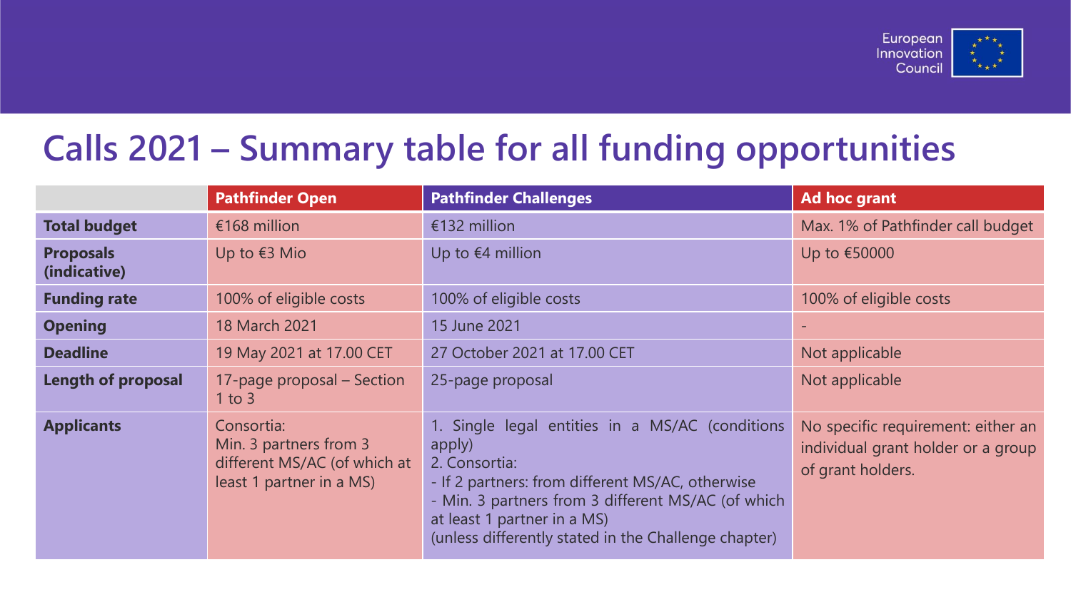## Calls 2021 – Summary table for all funding opportunities

| | Pathfinder Open | Pathfinder Challenges | Ad hoc grant |
|---|---|---|---|
| **Total budget** | €168 million | €132 million | Max. 1% of Pathfinder call budget |
| **Proposals (indicative)** | Up to €3 Mio | Up to €4 million | Up to €50000 |
| **Funding rate** | 100% of eligible costs | 100% of eligible costs | 100% of eligible costs |
| **Opening** | 18 March 2021 | 15 June 2021 | - |
| **Deadline** | 19 May 2021 at 17.00 CET | 27 October 2021 at 17.00 CET | Not applicable |
| **Length of proposal** | 17-page proposal – Section 1 to 3 | 25-page proposal | Not applicable |
| **Applicants** | Consortia:<br>Min. 3 partners from 3 different MS/AC (of which at least 1 partner in a MS) | 1. Single legal entities in a MS/AC (conditions apply)<br>2. Consortia:<br>- If 2 partners: from different MS/AC, otherwise<br>- Min. 3 partners from 3 different MS/AC (of which at least 1 partner in a MS)<br>(unless differently stated in the Challenge chapter) | No specific requirement: either an individual grant holder or a group of grant holders. |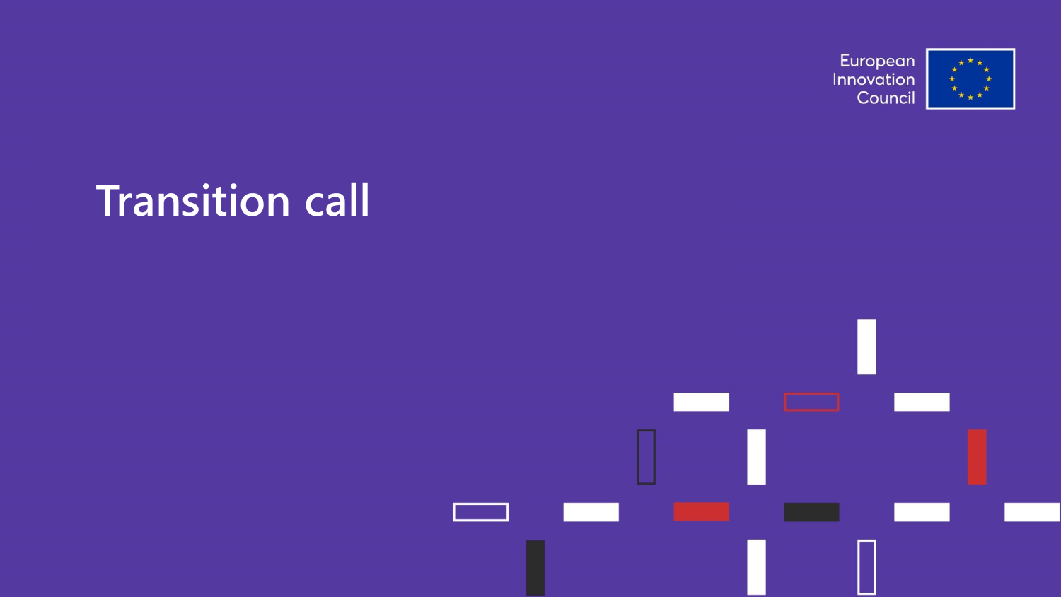# Transition call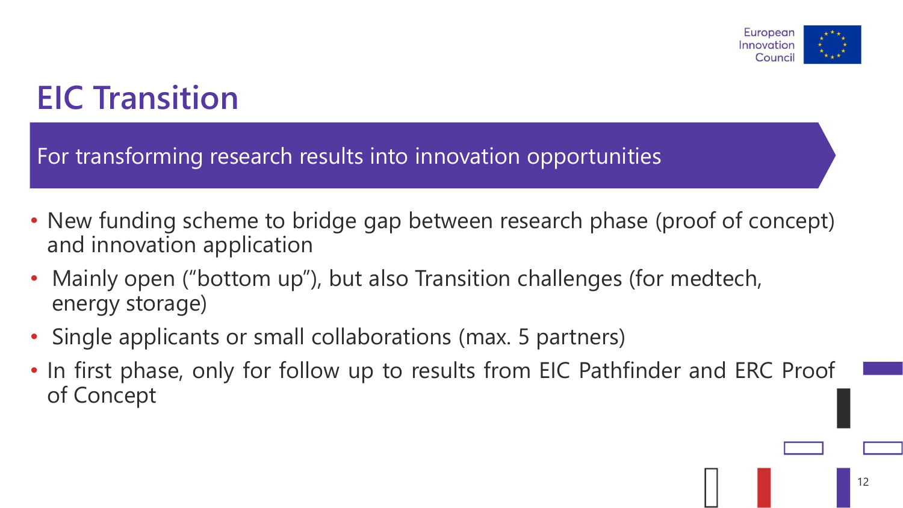# EIC Transition

For transforming research results into innovation opportunities

- New funding scheme to bridge gap between research phase (proof of concept) and innovation application
- Mainly open ("bottom up"), but also Transition challenges (for medtech, energy storage)
- Single applicants or small collaborations (max. 5 partners)
- In first phase, only for follow up to results from EIC Pathfinder and ERC Proof of Concept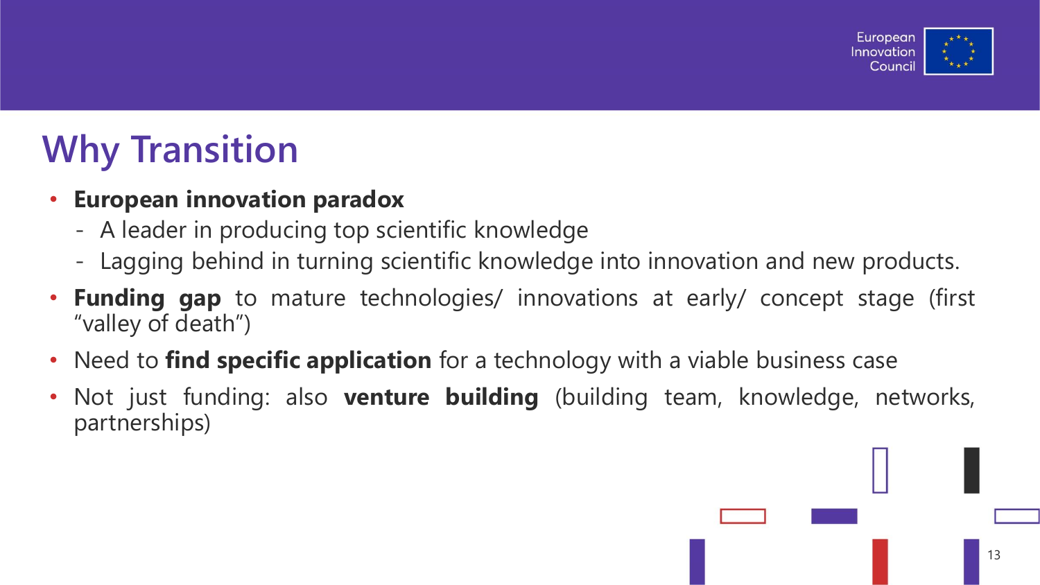# Why Transition

- **European innovation paradox**
  - A leader in producing top scientific knowledge
  - Lagging behind in turning scientific knowledge into innovation and new products.
- **Funding gap** to mature technologies/ innovations at early/ concept stage (first "valley of death")
- Need to **find specific application** for a technology with a viable business case
- Not just funding: also **venture building** (building team, knowledge, networks, partnerships)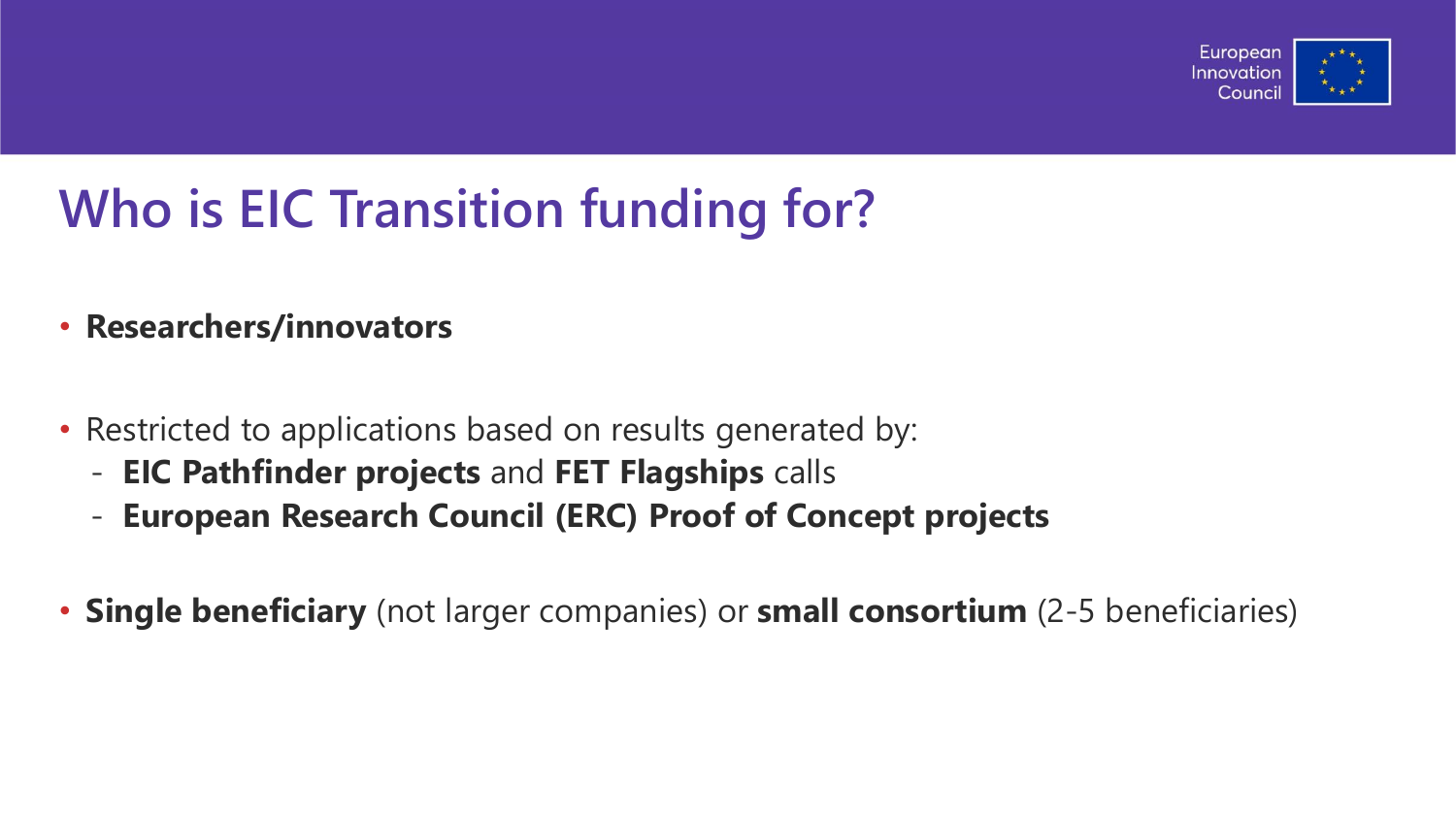# Who is EIC Transition funding for?

- **Researchers/innovators**

- Restricted to applications based on results generated by:
  - **EIC Pathfinder projects** and **FET Flagships** calls
  - **European Research Council (ERC) Proof of Concept projects**

- **Single beneficiary** (not larger companies) or **small consortium** (2-5 beneficiaries)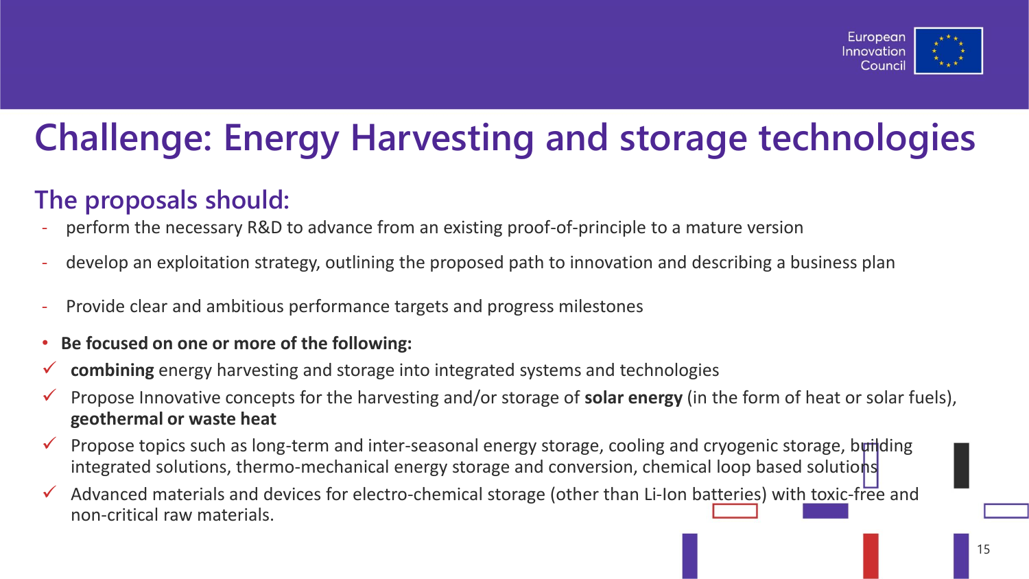# Challenge: Energy Harvesting and storage technologies

## The proposals should:

- perform the necessary R&D to advance from an existing proof-of-principle to a mature version
- develop an exploitation strategy, outlining the proposed path to innovation and describing a business plan
- Provide clear and ambitious performance targets and progress milestones

- **Be focused on one or more of the following:**
  - ✓ **combining** energy harvesting and storage into integrated systems and technologies
  - ✓ Propose Innovative concepts for the harvesting and/or storage of **solar energy** (in the form of heat or solar fuels), **geothermal or waste heat**
  - ✓ Propose topics such as long-term and inter-seasonal energy storage, cooling and cryogenic storage, building integrated solutions, thermo-mechanical energy storage and conversion, chemical loop based solutions
  - ✓ Advanced materials and devices for electro-chemical storage (other than Li-Ion batteries) with toxic-free and non-critical raw materials.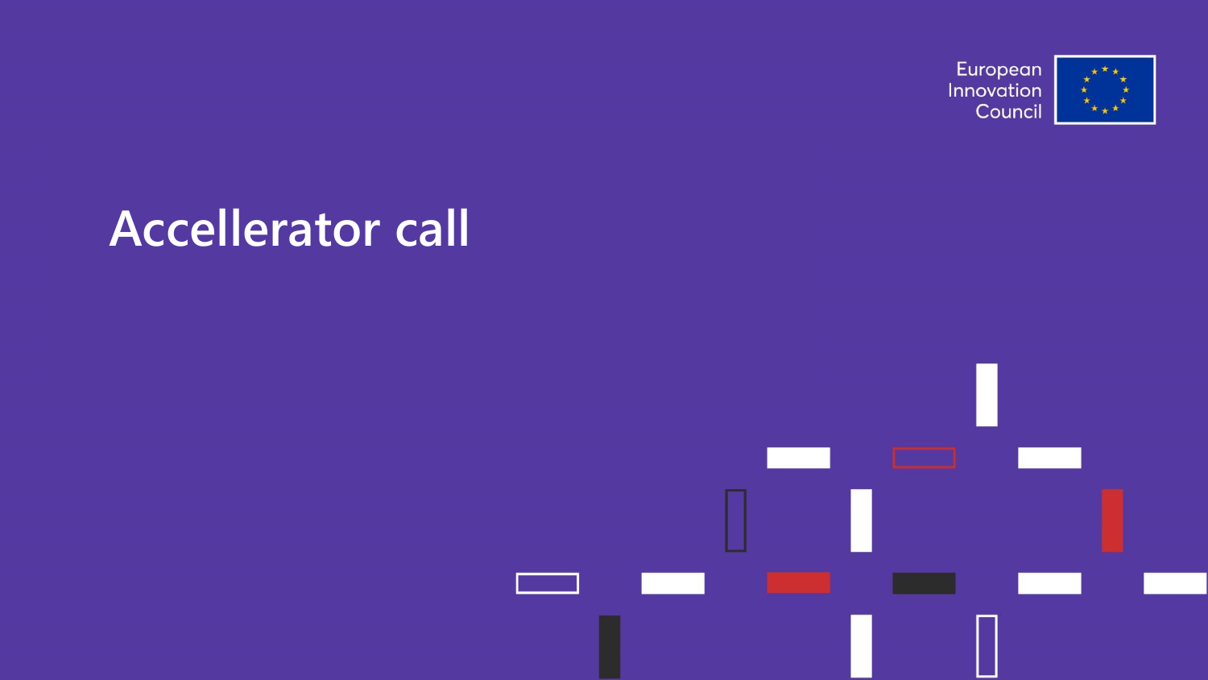# Accellerator call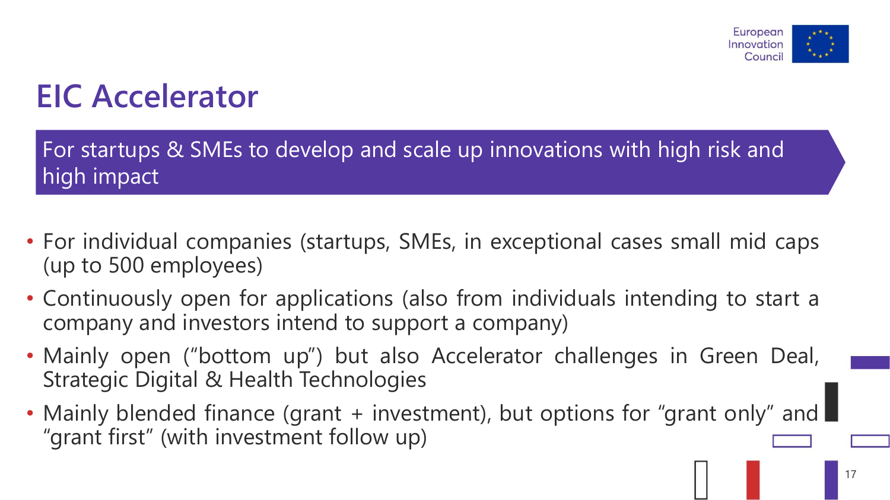# EIC Accelerator

**For startups & SMEs to develop and scale up innovations with high risk and high impact**

- For individual companies (startups, SMEs, in exceptional cases small mid caps (up to 500 employees)
- Continuously open for applications (also from individuals intending to start a company and investors intend to support a company)
- Mainly open ("bottom up") but also Accelerator challenges in Green Deal, Strategic Digital & Health Technologies
- Mainly blended finance (grant + investment), but options for "grant only" and "grant first" (with investment follow up)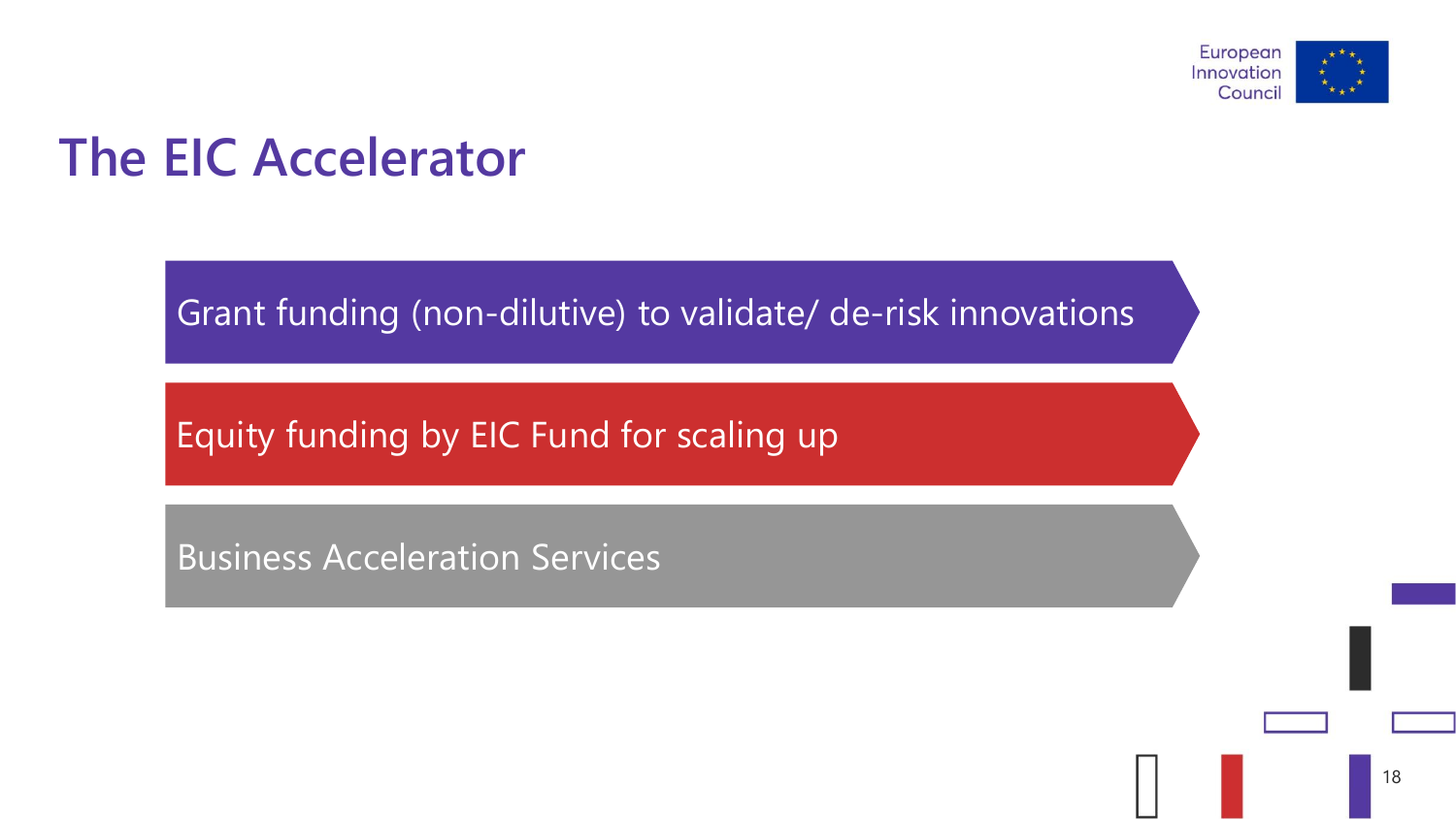# The EIC Accelerator

- Grant funding (non-dilutive) to validate/ de-risk innovations
- Equity funding by EIC Fund for scaling up
- Business Acceleration Services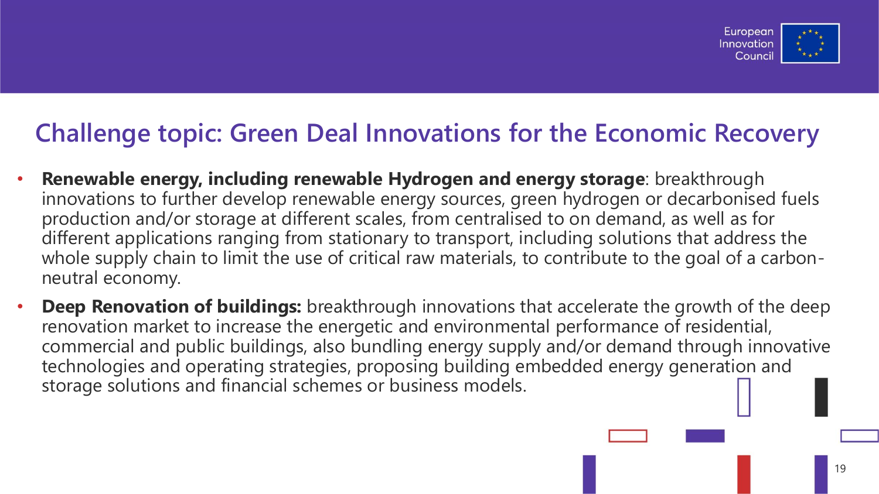## Challenge topic: Green Deal Innovations for the Economic Recovery

- **Renewable energy, including renewable Hydrogen and energy storage**: breakthrough innovations to further develop renewable energy sources, green hydrogen or decarbonised fuels production and/or storage at different scales, from centralised to on demand, as well as for different applications ranging from stationary to transport, including solutions that address the whole supply chain to limit the use of critical raw materials, to contribute to the goal of a carbon-neutral economy.
- **Deep Renovation of buildings:** breakthrough innovations that accelerate the growth of the deep renovation market to increase the energetic and environmental performance of residential, commercial and public buildings, also bundling energy supply and/or demand through innovative technologies and operating strategies, proposing building embedded energy generation and storage solutions and financial schemes or business models.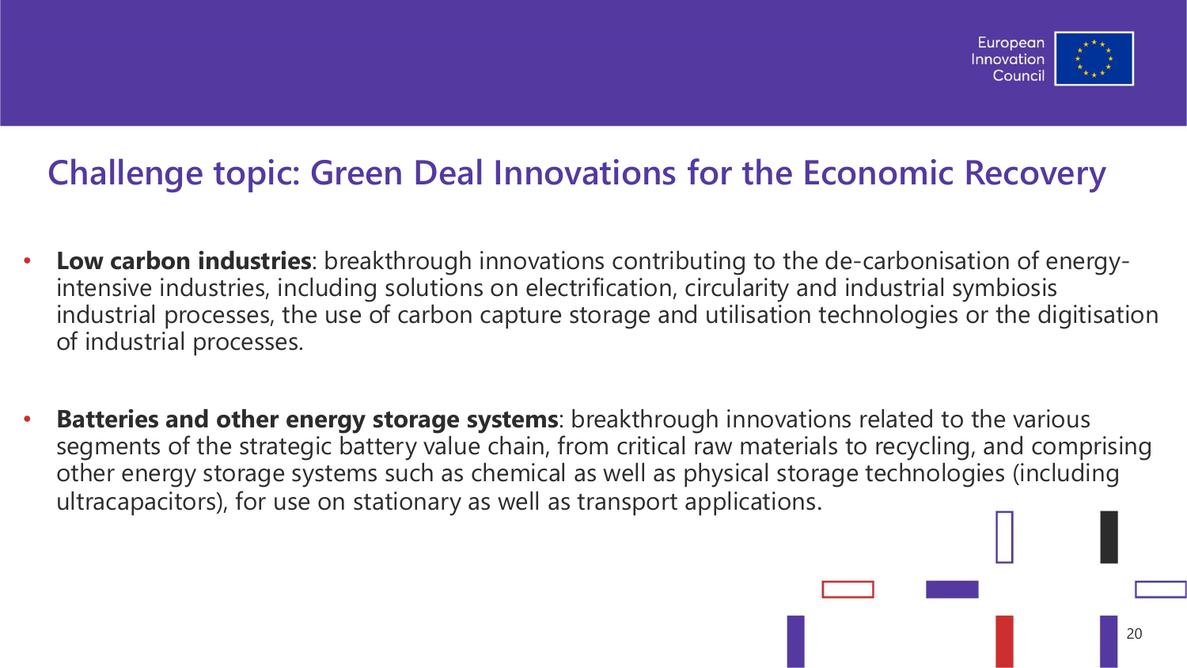# Challenge topic: Green Deal Innovations for the Economic Recovery

- **Low carbon industries**: breakthrough innovations contributing to the de-carbonisation of energy-intensive industries, including solutions on electrification, circularity and industrial symbiosis industrial processes, the use of carbon capture storage and utilisation technologies or the digitisation of industrial processes.

- **Batteries and other energy storage systems**: breakthrough innovations related to the various segments of the strategic battery value chain, from critical raw materials to recycling, and comprising other energy storage systems such as chemical as well as physical storage technologies (including ultracapacitors), for use on stationary as well as transport applications.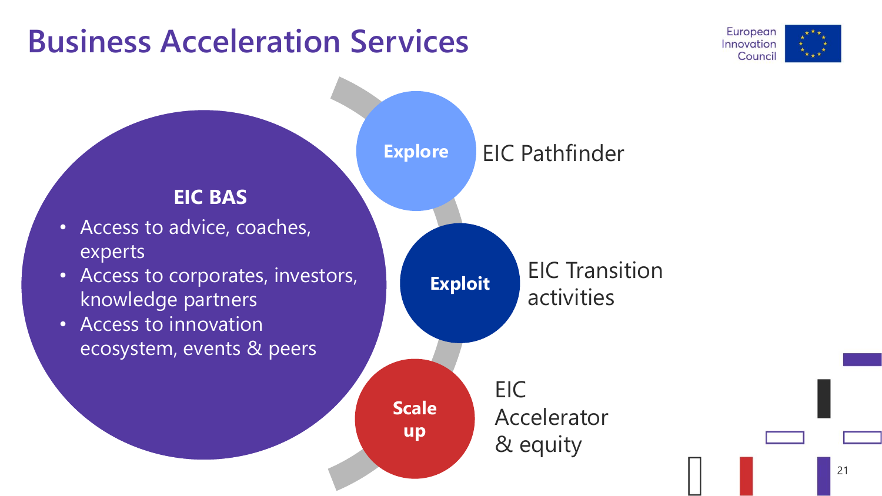# Business Acceleration Services

European Innovation Council

**EIC BAS**

- Access to advice, coaches, experts
- Access to corporates, investors, knowledge partners
- Access to innovation ecosystem, events & peers

**Explore** — EIC Pathfinder

**Exploit** — EIC Transition activities

**Scale up** — EIC Accelerator & equity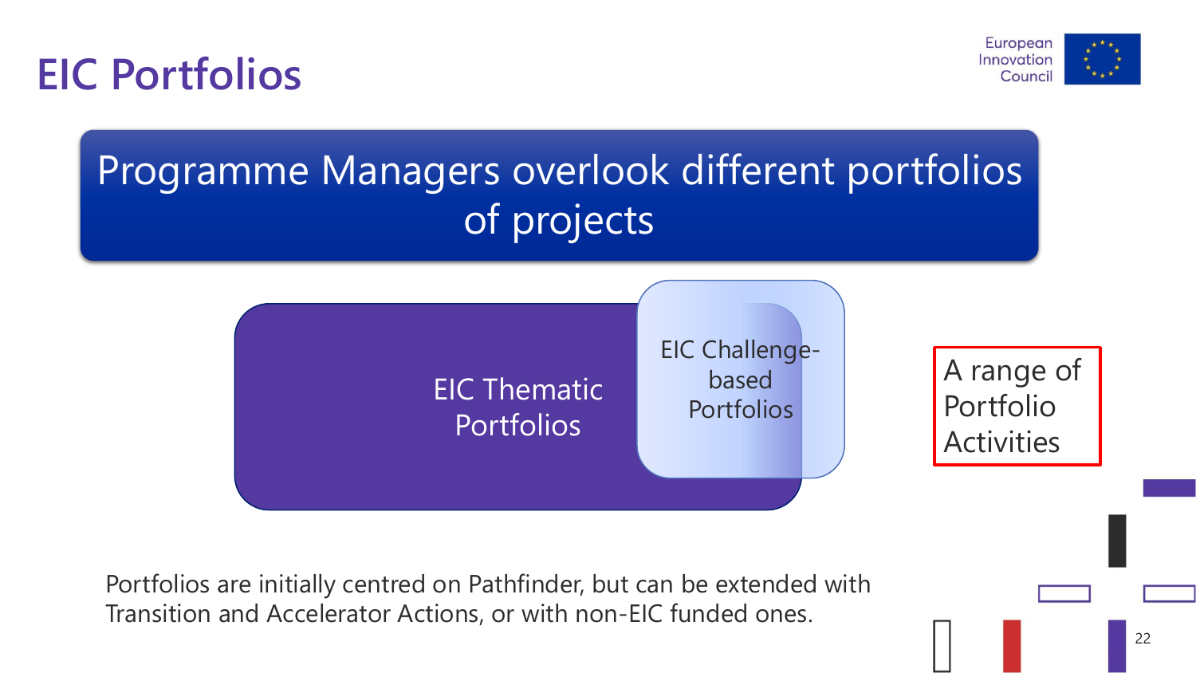# EIC Portfolios

## Programme Managers overlook different portfolios of projects

EIC Thematic Portfolios

EIC Challenge-based Portfolios

A range of Portfolio Activities

Portfolios are initially centred on Pathfinder, but can be extended with Transition and Accelerator Actions, or with non-EIC funded ones.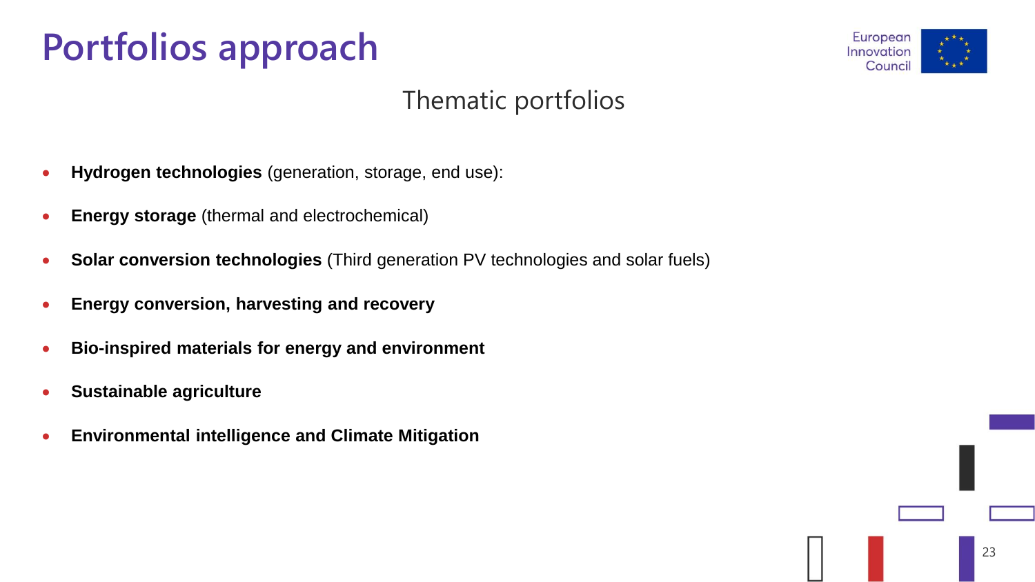# Portfolios approach

## Thematic portfolios

- **Hydrogen technologies** (generation, storage, end use):
- **Energy storage** (thermal and electrochemical)
- **Solar conversion technologies** (Third generation PV technologies and solar fuels)
- **Energy conversion, harvesting and recovery**
- **Bio-inspired materials for energy and environment**
- **Sustainable agriculture**
- **Environmental intelligence and Climate Mitigation**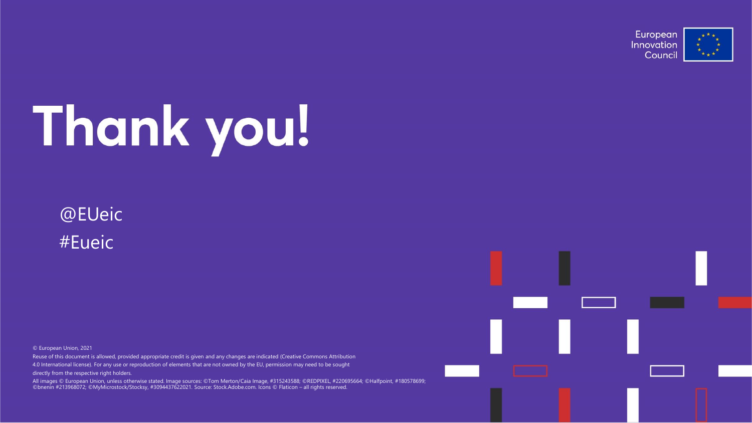European Innovation Council

# Thank you!

@EUeic

#Eueic

© European Union, 2021

Reuse of this document is allowed, provided appropriate credit is given and any changes are indicated (Creative Commons Attribution 4.0 International license). For any use or reproduction of elements that are not owned by the EU, permission may need to be sought directly from the respective right holders.

All images © European Union, unless otherwise stated. Image sources: ©Tom Merton/Caia Image, #315243588; ©REDPIXEL, #220695664; ©Halfpoint, #180578699; ©bnenin #213968072; ©MyMicrostock/Stocksy, #3094437622021. Source: Stock.Adobe.com. Icons © Flaticon – all rights reserved.